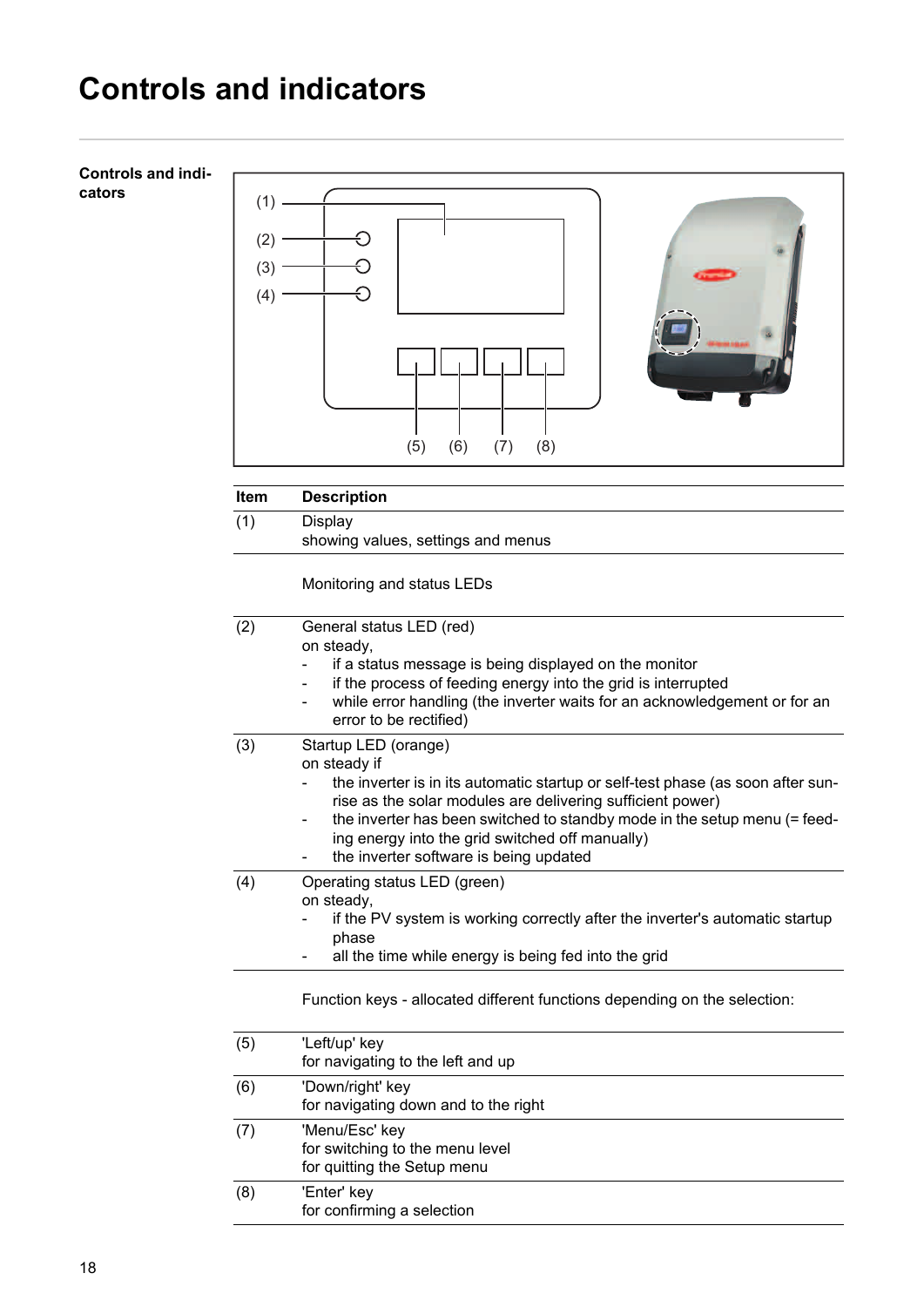# Controls and indicators

## Controls and indicators

| Item | Description |
|---|---|
| (1) | Display<br>showing values, settings and menus |
| | Monitoring and status LEDs |
| (2) | General status LED (red)<br>on steady,<br>- if a status message is being displayed on the monitor<br>- if the process of feeding energy into the grid is interrupted<br>- while error handling (the inverter waits for an acknowledgement or for an error to be rectified) |
| (3) | Startup LED (orange)<br>on steady if<br>- the inverter is in its automatic startup or self-test phase (as soon after sunrise as the solar modules are delivering sufficient power)<br>- the inverter has been switched to standby mode in the setup menu (= feeding energy into the grid switched off manually)<br>- the inverter software is being updated |
| (4) | Operating status LED (green)<br>on steady,<br>- if the PV system is working correctly after the inverter's automatic startup phase<br>- all the time while energy is being fed into the grid |
| | Function keys - allocated different functions depending on the selection: |
| (5) | 'Left/up' key<br>for navigating to the left and up |
| (6) | 'Down/right' key<br>for navigating down and to the right |
| (7) | 'Menu/Esc' key<br>for switching to the menu level<br>for quitting the Setup menu |
| (8) | 'Enter' key<br>for confirming a selection |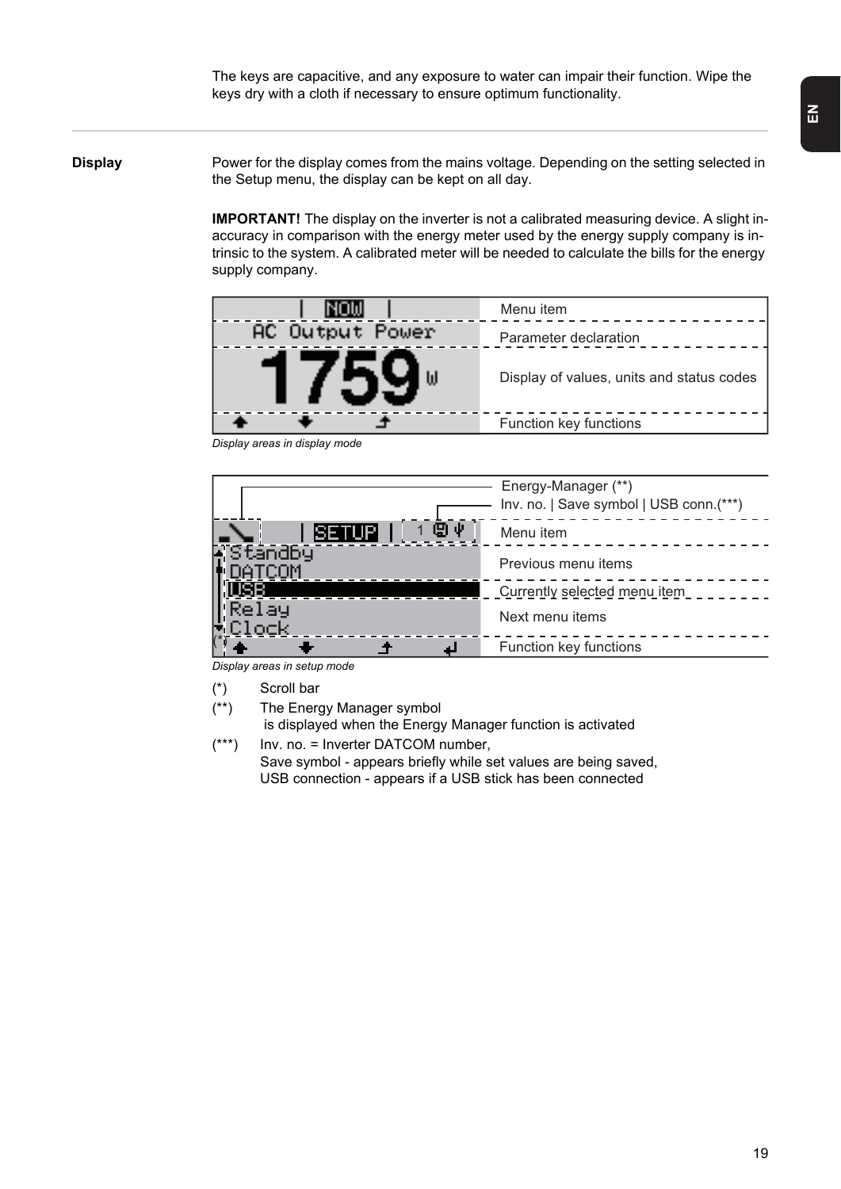The keys are capacitive, and any exposure to water can impair their function. Wipe the keys dry with a cloth if necessary to ensure optimum functionality.

## Display

Power for the display comes from the mains voltage. Depending on the setting selected in the Setup menu, the display can be kept on all day.

**IMPORTANT!** The display on the inverter is not a calibrated measuring device. A slight inaccuracy in comparison with the energy meter used by the energy supply company is intrinsic to the system. A calibrated meter will be needed to calculate the bills for the energy supply company.

| Display | Area |
|---|---|
| NOW | Menu item |
| AC Output Power | Parameter declaration |
| 1759 W | Display of values, units and status codes |
| ↑ ↓ ↰ | Function key functions |

*Display areas in display mode*

| Display | Area |
|---|---|
| | Energy-Manager (**) |
| | Inv. no. \| Save symbol \| USB conn.(***) |
| SETUP \| 1 | Menu item |
| Standby<br>DATCOM | Previous menu items |
| USB | Currently selected menu item |
| Relay<br>Clock | Next menu items |
| (*) ↑ ↓ ↰ ↵ | Function key functions |

*Display areas in setup mode*

(*) Scroll bar

(**) The Energy Manager symbol is displayed when the Energy Manager function is activated

(***) Inv. no. = Inverter DATCOM number,
Save symbol - appears briefly while set values are being saved,
USB connection - appears if a USB stick has been connected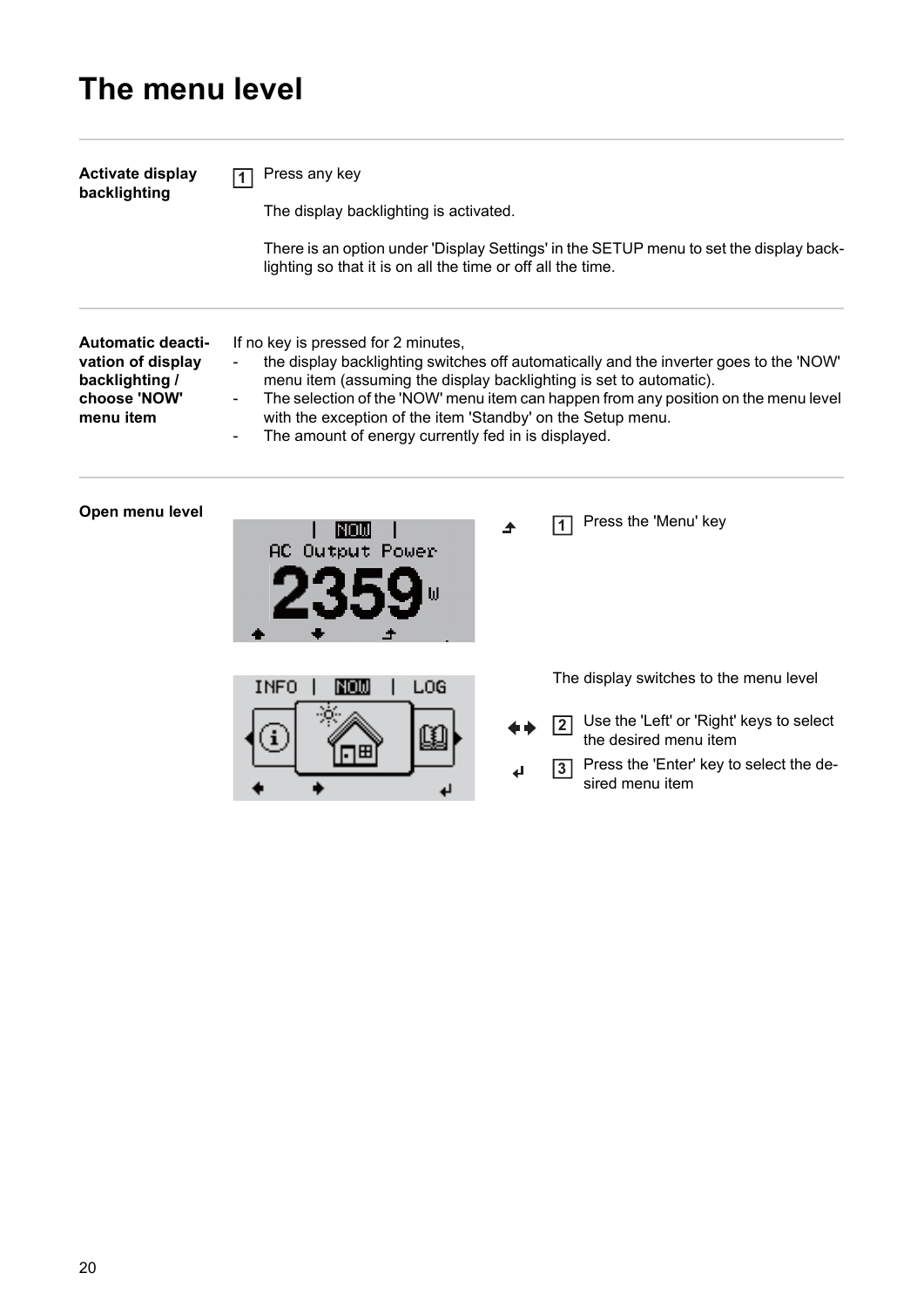# The menu level

**Activate display backlighting**

1. Press any key

   The display backlighting is activated.

   There is an option under 'Display Settings' in the SETUP menu to set the display backlighting so that it is on all the time or off all the time.

**Automatic deactivation of display backlighting / choose 'NOW' menu item**

If no key is pressed for 2 minutes,
- the display backlighting switches off automatically and the inverter goes to the 'NOW' menu item (assuming the display backlighting is set to automatic).
- The selection of the 'NOW' menu item can happen from any position on the menu level with the exception of the item 'Standby' on the Setup menu.
- The amount of energy currently fed in is displayed.

**Open menu level**

1. Press the 'Menu' key

The display switches to the menu level

2. Use the 'Left' or 'Right' keys to select the desired menu item
3. Press the 'Enter' key to select the desired menu item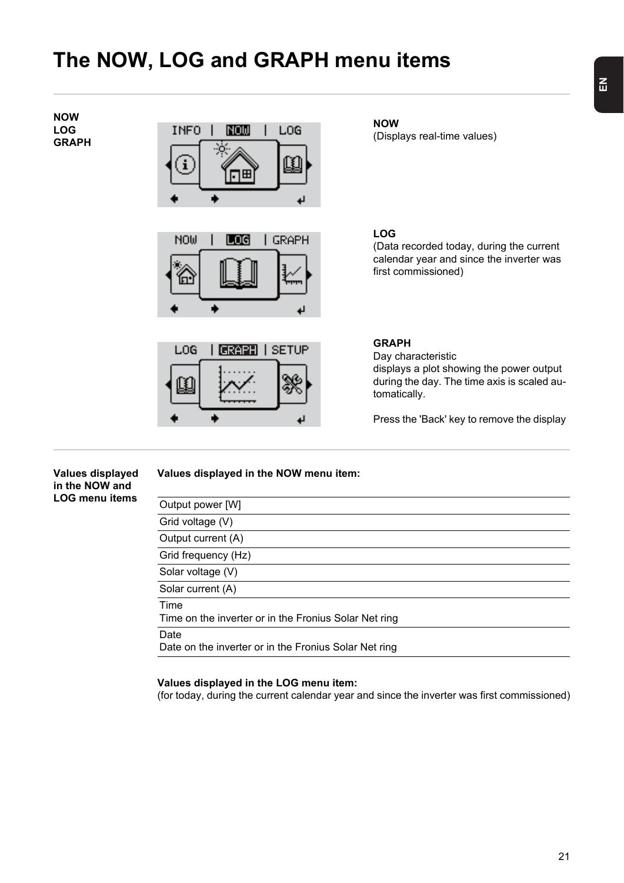# The NOW, LOG and GRAPH menu items

**NOW**
**LOG**
**GRAPH**

**NOW**
(Displays real-time values)

**LOG**
(Data recorded today, during the current calendar year and since the inverter was first commissioned)

**GRAPH**
Day characteristic
displays a plot showing the power output during the day. The time axis is scaled automatically.

Press the 'Back' key to remove the display

**Values displayed in the NOW and LOG menu items**

**Values displayed in the NOW menu item:**

| |
|---|
| Output power [W] |
| Grid voltage (V) |
| Output current (A) |
| Grid frequency (Hz) |
| Solar voltage (V) |
| Solar current (A) |
| Time<br>Time on the inverter or in the Fronius Solar Net ring |
| Date<br>Date on the inverter or in the Fronius Solar Net ring |

**Values displayed in the LOG menu item:**
(for today, during the current calendar year and since the inverter was first commissioned)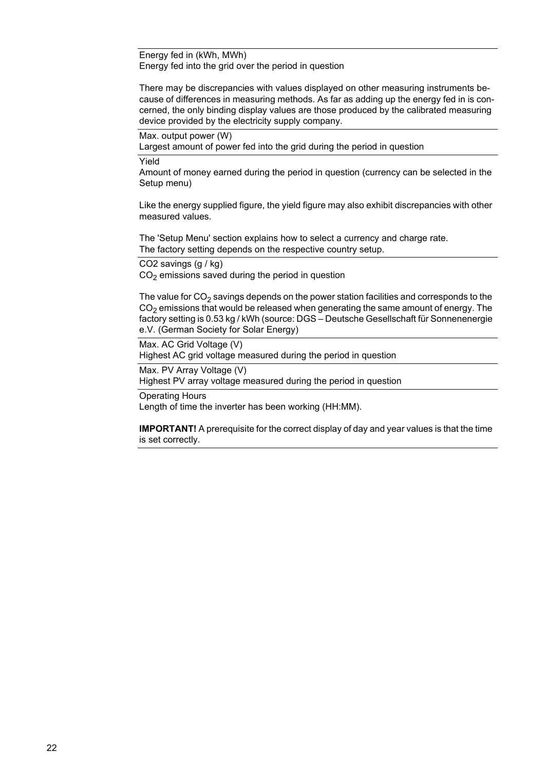Energy fed in (kWh, MWh)
Energy fed into the grid over the period in question

There may be discrepancies with values displayed on other measuring instruments because of differences in measuring methods. As far as adding up the energy fed in is concerned, the only binding display values are those produced by the calibrated measuring device provided by the electricity supply company.

Max. output power (W)
Largest amount of power fed into the grid during the period in question

Yield
Amount of money earned during the period in question (currency can be selected in the Setup menu)

Like the energy supplied figure, the yield figure may also exhibit discrepancies with other measured values.

The 'Setup Menu' section explains how to select a currency and charge rate.
The factory setting depends on the respective country setup.

CO2 savings (g / kg)
$CO_2$ emissions saved during the period in question

The value for $CO_2$ savings depends on the power station facilities and corresponds to the $CO_2$ emissions that would be released when generating the same amount of energy. The factory setting is 0.53 kg / kWh (source: DGS – Deutsche Gesellschaft für Sonnenenergie e.V. (German Society for Solar Energy)

Max. AC Grid Voltage (V)
Highest AC grid voltage measured during the period in question

Max. PV Array Voltage (V)
Highest PV array voltage measured during the period in question

Operating Hours
Length of time the inverter has been working (HH:MM).

**IMPORTANT!** A prerequisite for the correct display of day and year values is that the time is set correctly.